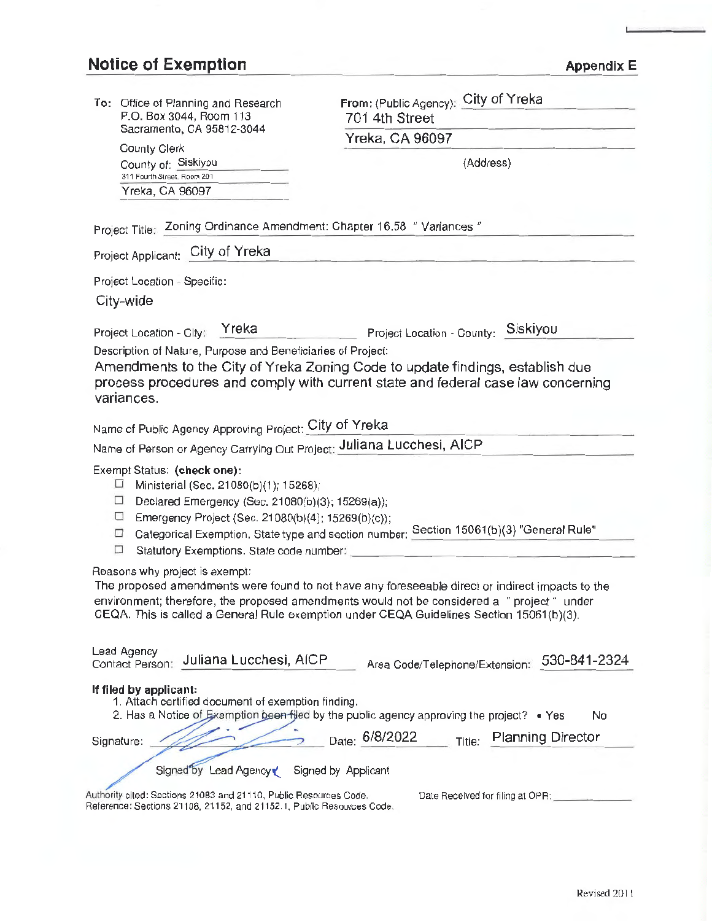# Notice of Exemption

**Appendix E**

**To:** Office of Planning and Research
P.O. Box 3044, Room 113
Sacramento, CA 95812-3044

County Clerk
County of: Siskiyou
311 Fourth Street, Room 201
Yreka, CA 96097

**From:** (Public Agency): City of Yreka
701 4th Street
Yreka, CA 96097
(Address)

Project Title: Zoning Ordinance Amendment: Chapter 16.58 " Variances "

Project Applicant: City of Yreka

Project Location - Specific:

City-wide

Project Location - City: Yreka    Project Location - County: Siskiyou

Description of Nature, Purpose and Beneficiaries of Project:

Amendments to the City of Yreka Zoning Code to update findings, establish due process procedures and comply with current state and federal case law concerning variances.

Name of Public Agency Approving Project: City of Yreka

Name of Person or Agency Carrying Out Project: Juliana Lucchesi, AICP

Exempt Status: **(check one):**

- ☐ Ministerial (Sec. 21080(b)(1); 15268);
- ☐ Declared Emergency (Sec. 21080(b)(3); 15269(a));
- ☐ Emergency Project (Sec. 21080(b)(4); 15269(b)(c));
- ☐ Categorical Exemption. State type and section number: Section 15061(b)(3) "General Rule"
- ☐ Statutory Exemptions. State code number:

Reasons why project is exempt:

The proposed amendments were found to not have any foreseeable direct or indirect impacts to the environment; therefore, the proposed amendments would not be considered a " project " under CEQA. This is called a General Rule exemption under CEQA Guidelines Section 15061(b)(3).

Lead Agency Contact Person: Juliana Lucchesi, AICP    Area Code/Telephone/Extension: 530-841-2324

**If filed by applicant:**

1. Attach certified document of exemption finding.
2. Has a Notice of Exemption been filed by the public agency approving the project? ■ Yes    No

Signature: _______________    Date: 6/8/2022    Title: Planning Director

☑ Signed by Lead Agency    ☐ Signed by Applicant

Authority cited: Sections 21083 and 21110, Public Resources Code.
Reference: Sections 21108, 21152, and 21152.1, Public Resources Code.

Date Received for filing at OPR: _______________

Revised 2011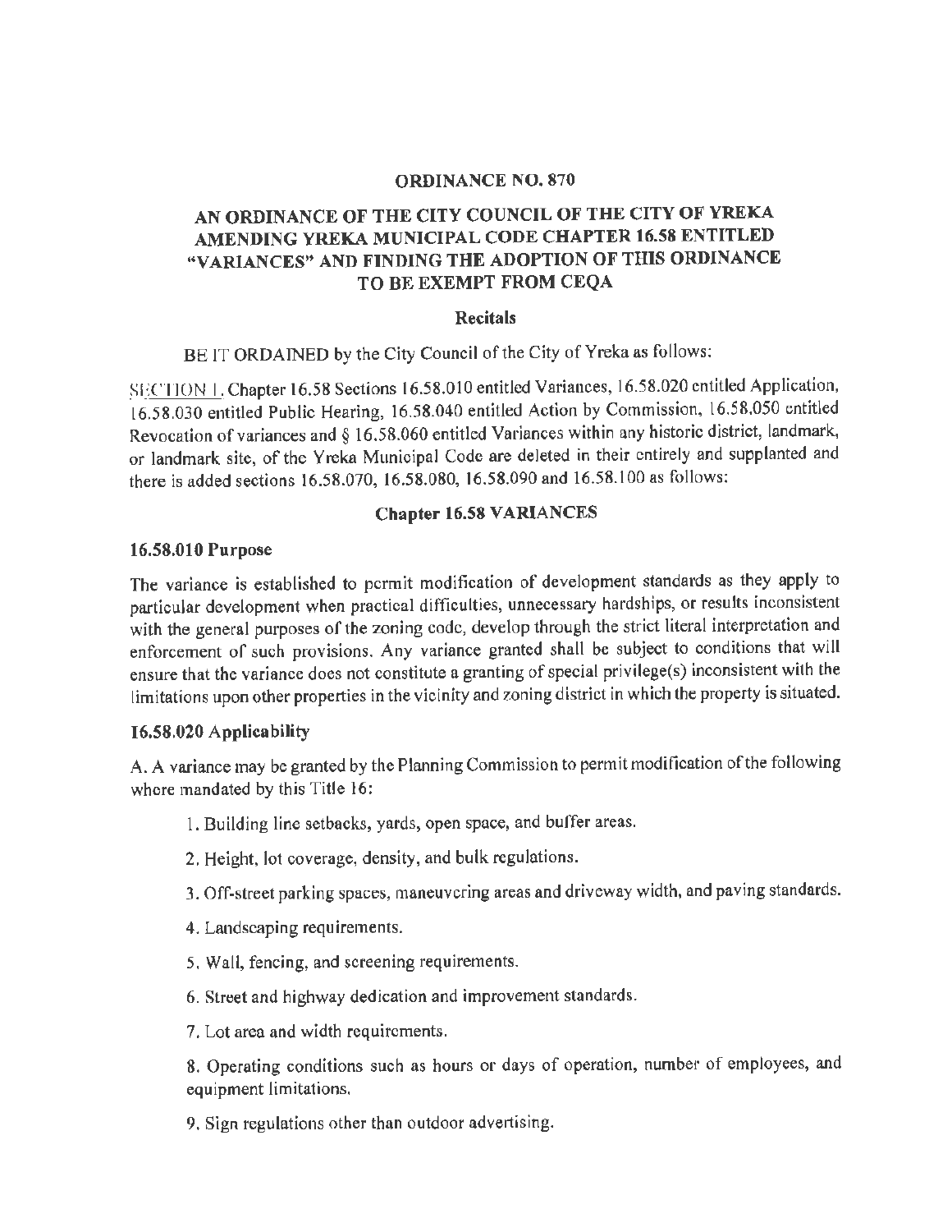**ORDINANCE NO. 870**

**AN ORDINANCE OF THE CITY COUNCIL OF THE CITY OF YREKA AMENDING YREKA MUNICIPAL CODE CHAPTER 16.58 ENTITLED "VARIANCES" AND FINDING THE ADOPTION OF THIS ORDINANCE TO BE EXEMPT FROM CEQA**

**Recitals**

BE IT ORDAINED by the City Council of the City of Yreka as follows:

SECTION 1. Chapter 16.58 Sections 16.58.010 entitled Variances, 16.58.020 entitled Application, 16.58.030 entitled Public Hearing, 16.58.040 entitled Action by Commission, 16.58.050 entitled Revocation of variances and § 16.58.060 entitled Variances within any historic district, landmark, or landmark site, of the Yreka Municipal Code are deleted in their entirely and supplanted and there is added sections 16.58.070, 16.58.080, 16.58.090 and 16.58.100 as follows:

**Chapter 16.58 VARIANCES**

**16.58.010 Purpose**

The variance is established to permit modification of development standards as they apply to particular development when practical difficulties, unnecessary hardships, or results inconsistent with the general purposes of the zoning code, develop through the strict literal interpretation and enforcement of such provisions. Any variance granted shall be subject to conditions that will ensure that the variance does not constitute a granting of special privilege(s) inconsistent with the limitations upon other properties in the vicinity and zoning district in which the property is situated.

**16.58.020 Applicability**

A. A variance may be granted by the Planning Commission to permit modification of the following where mandated by this Title 16:

1. Building line setbacks, yards, open space, and buffer areas.

2. Height, lot coverage, density, and bulk regulations.

3. Off-street parking spaces, maneuvering areas and driveway width, and paving standards.

4. Landscaping requirements.

5. Wall, fencing, and screening requirements.

6. Street and highway dedication and improvement standards.

7. Lot area and width requirements.

8. Operating conditions such as hours or days of operation, number of employees, and equipment limitations.

9. Sign regulations other than outdoor advertising.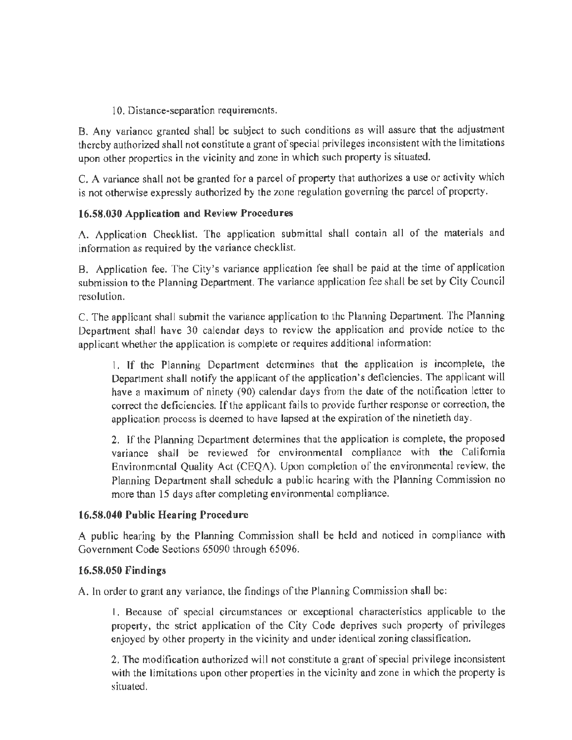10. Distance-separation requirements.

B. Any variance granted shall be subject to such conditions as will assure that the adjustment thereby authorized shall not constitute a grant of special privileges inconsistent with the limitations upon other properties in the vicinity and zone in which such property is situated.

C. A variance shall not be granted for a parcel of property that authorizes a use or activity which is not otherwise expressly authorized by the zone regulation governing the parcel of property.

**16.58.030 Application and Review Procedures**

A. Application Checklist. The application submittal shall contain all of the materials and information as required by the variance checklist.

B. Application fee. The City's variance application fee shall be paid at the time of application submission to the Planning Department. The variance application fee shall be set by City Council resolution.

C. The applicant shall submit the variance application to the Planning Department. The Planning Department shall have 30 calendar days to review the application and provide notice to the applicant whether the application is complete or requires additional information:

1. If the Planning Department determines that the application is incomplete, the Department shall notify the applicant of the application's deficiencies. The applicant will have a maximum of ninety (90) calendar days from the date of the notification letter to correct the deficiencies. If the applicant fails to provide further response or correction, the application process is deemed to have lapsed at the expiration of the ninetieth day.

2. If the Planning Department determines that the application is complete, the proposed variance shall be reviewed for environmental compliance with the California Environmental Quality Act (CEQA). Upon completion of the environmental review, the Planning Department shall schedule a public hearing with the Planning Commission no more than 15 days after completing environmental compliance.

**16.58.040 Public Hearing Procedure**

A public hearing by the Planning Commission shall be held and noticed in compliance with Government Code Sections 65090 through 65096.

**16.58.050 Findings**

A. In order to grant any variance, the findings of the Planning Commission shall be:

1. Because of special circumstances or exceptional characteristics applicable to the property, the strict application of the City Code deprives such property of privileges enjoyed by other property in the vicinity and under identical zoning classification.

2. The modification authorized will not constitute a grant of special privilege inconsistent with the limitations upon other properties in the vicinity and zone in which the property is situated.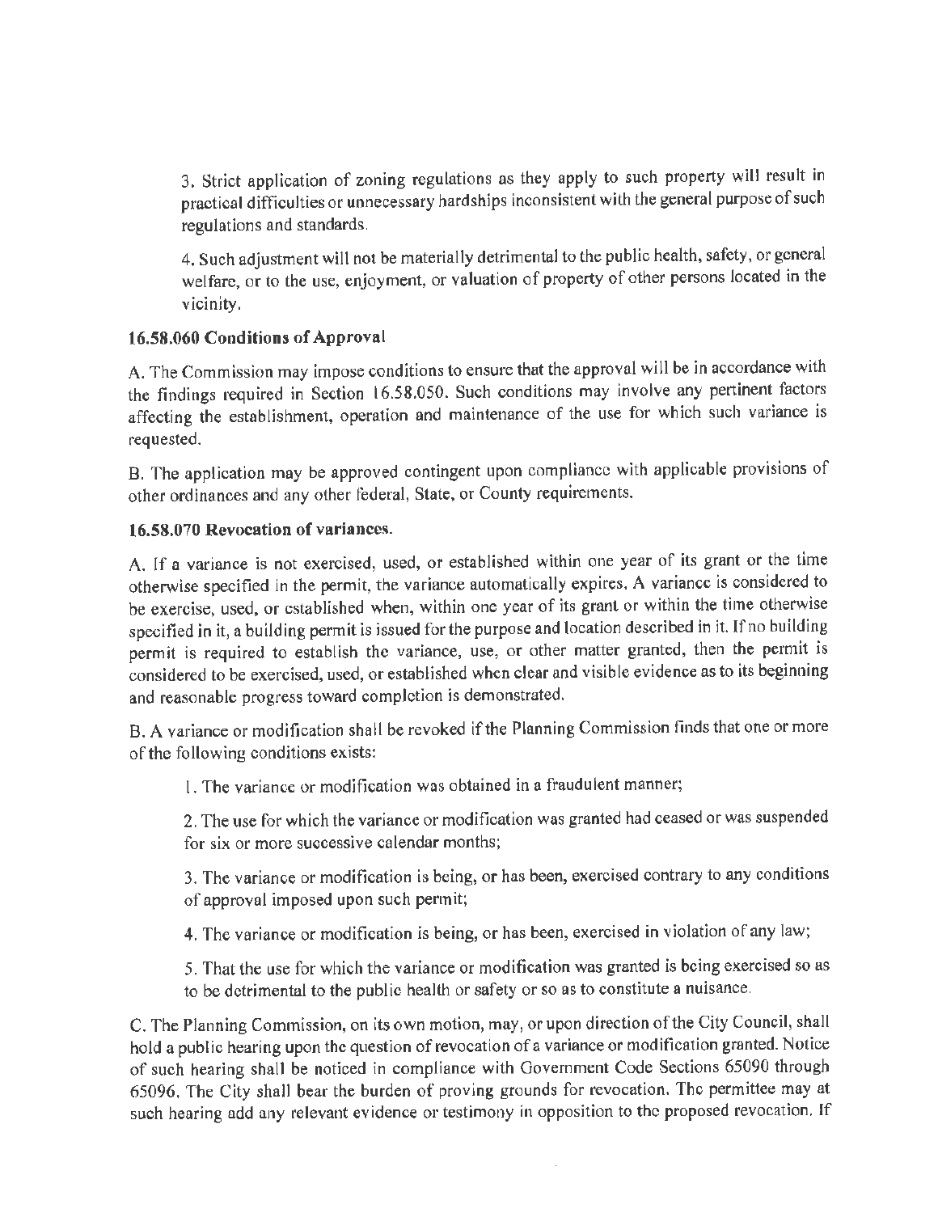3. Strict application of zoning regulations as they apply to such property will result in practical difficulties or unnecessary hardships inconsistent with the general purpose of such regulations and standards.

4. Such adjustment will not be materially detrimental to the public health, safety, or general welfare, or to the use, enjoyment, or valuation of property of other persons located in the vicinity.

**16.58.060 Conditions of Approval**

A. The Commission may impose conditions to ensure that the approval will be in accordance with the findings required in Section 16.58.050. Such conditions may involve any pertinent factors affecting the establishment, operation and maintenance of the use for which such variance is requested.

B. The application may be approved contingent upon compliance with applicable provisions of other ordinances and any other federal, State, or County requirements.

**16.58.070 Revocation of variances.**

A. If a variance is not exercised, used, or established within one year of its grant or the time otherwise specified in the permit, the variance automatically expires. A variance is considered to be exercise, used, or established when, within one year of its grant or within the time otherwise specified in it, a building permit is issued for the purpose and location described in it. If no building permit is required to establish the variance, use, or other matter granted, then the permit is considered to be exercised, used, or established when clear and visible evidence as to its beginning and reasonable progress toward completion is demonstrated.

B. A variance or modification shall be revoked if the Planning Commission finds that one or more of the following conditions exists:

1. The variance or modification was obtained in a fraudulent manner;

2. The use for which the variance or modification was granted had ceased or was suspended for six or more successive calendar months;

3. The variance or modification is being, or has been, exercised contrary to any conditions of approval imposed upon such permit;

4. The variance or modification is being, or has been, exercised in violation of any law;

5. That the use for which the variance or modification was granted is being exercised so as to be detrimental to the public health or safety or so as to constitute a nuisance.

C. The Planning Commission, on its own motion, may, or upon direction of the City Council, shall hold a public hearing upon the question of revocation of a variance or modification granted. Notice of such hearing shall be noticed in compliance with Government Code Sections 65090 through 65096. The City shall bear the burden of proving grounds for revocation. The permittee may at such hearing add any relevant evidence or testimony in opposition to the proposed revocation. If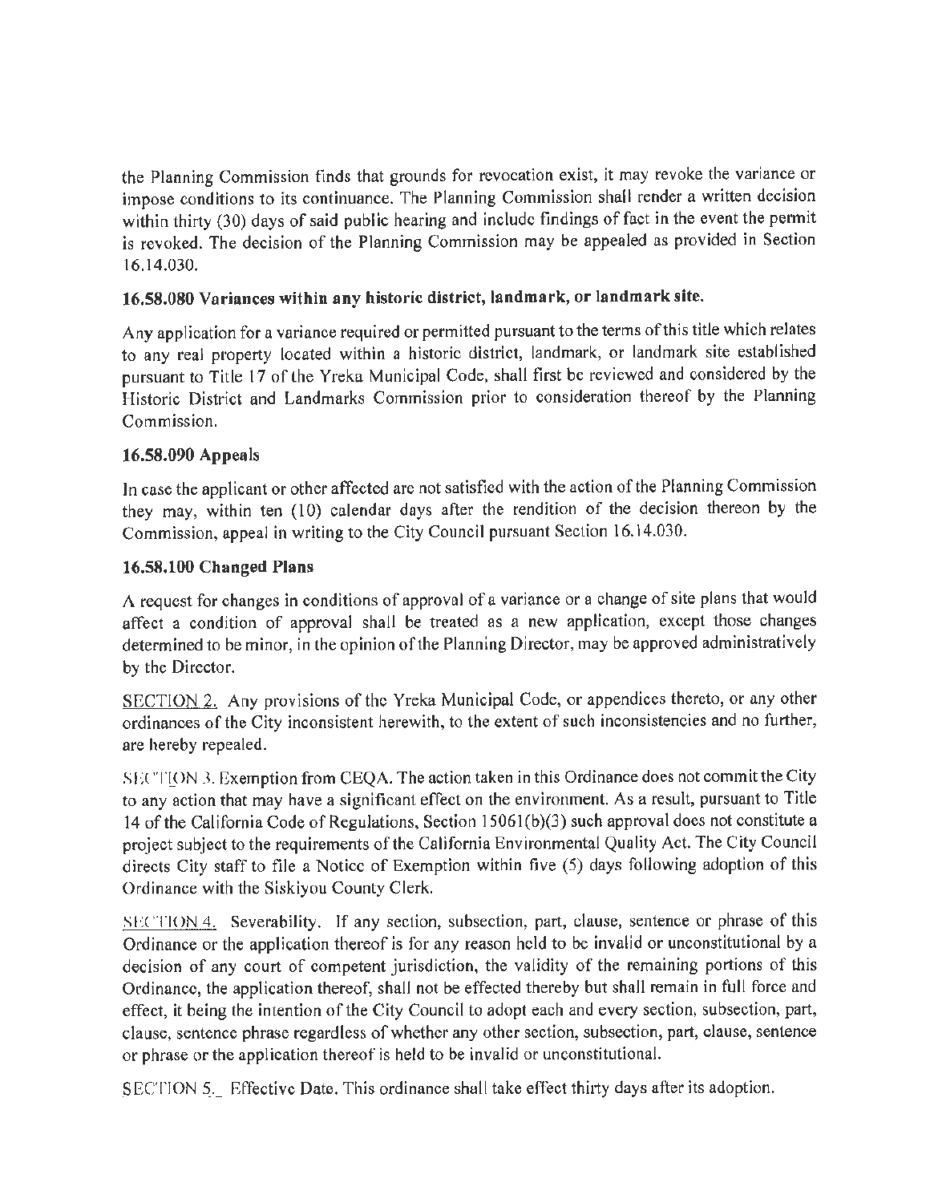the Planning Commission finds that grounds for revocation exist, it may revoke the variance or impose conditions to its continuance. The Planning Commission shall render a written decision within thirty (30) days of said public hearing and include findings of fact in the event the permit is revoked. The decision of the Planning Commission may be appealed as provided in Section 16.14.030.

### 16.58.080 Variances within any historic district, landmark, or landmark site.

Any application for a variance required or permitted pursuant to the terms of this title which relates to any real property located within a historic district, landmark, or landmark site established pursuant to Title 17 of the Yreka Municipal Code, shall first be reviewed and considered by the Historic District and Landmarks Commission prior to consideration thereof by the Planning Commission.

### 16.58.090 Appeals

In case the applicant or other affected are not satisfied with the action of the Planning Commission they may, within ten (10) calendar days after the rendition of the decision thereon by the Commission, appeal in writing to the City Council pursuant Section 16.14.030.

### 16.58.100 Changed Plans

A request for changes in conditions of approval of a variance or a change of site plans that would affect a condition of approval shall be treated as a new application, except those changes determined to be minor, in the opinion of the Planning Director, may be approved administratively by the Director.

SECTION 2. Any provisions of the Yreka Municipal Code, or appendices thereto, or any other ordinances of the City inconsistent herewith, to the extent of such inconsistencies and no further, are hereby repealed.

SECTION 3. Exemption from CEQA. The action taken in this Ordinance does not commit the City to any action that may have a significant effect on the environment. As a result, pursuant to Title 14 of the California Code of Regulations, Section 15061(b)(3) such approval does not constitute a project subject to the requirements of the California Environmental Quality Act. The City Council directs City staff to file a Notice of Exemption within five (5) days following adoption of this Ordinance with the Siskiyou County Clerk.

SECTION 4. Severability. If any section, subsection, part, clause, sentence or phrase of this Ordinance or the application thereof is for any reason held to be invalid or unconstitutional by a decision of any court of competent jurisdiction, the validity of the remaining portions of this Ordinance, the application thereof, shall not be effected thereby but shall remain in full force and effect, it being the intention of the City Council to adopt each and every section, subsection, part, clause, sentence phrase regardless of whether any other section, subsection, part, clause, sentence or phrase or the application thereof is held to be invalid or unconstitutional.

SECTION 5. Effective Date. This ordinance shall take effect thirty days after its adoption.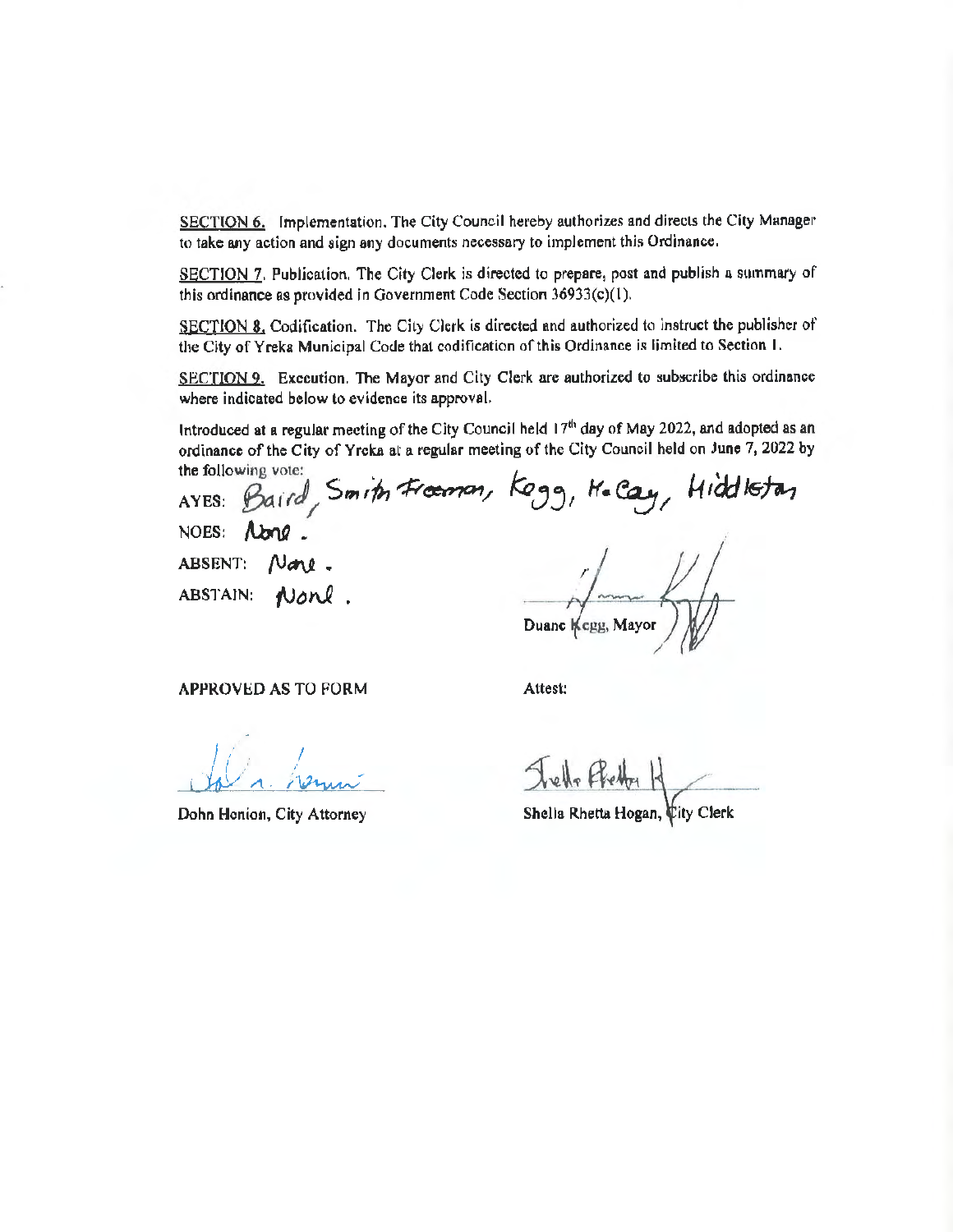<u>SECTION 6.</u> Implementation. The City Council hereby authorizes and directs the City Manager to take any action and sign any documents necessary to implement this Ordinance.

<u>SECTION 7.</u> Publication. The City Clerk is directed to prepare, post and publish a summary of this ordinance as provided in Government Code Section 36933(c)(1).

<u>SECTION 8.</u> Codification. The City Clerk is directed and authorized to instruct the publisher of the City of Yreka Municipal Code that codification of this Ordinance is limited to Section 1.

<u>SECTION 9.</u> Execution. The Mayor and City Clerk are authorized to subscribe this ordinance where indicated below to evidence its approval.

Introduced at a regular meeting of the City Council held 17th day of May 2022, and adopted as an ordinance of the City of Yreka at a regular meeting of the City Council held on June 7, 2022 by the following vote:

AYES: Baird, Smith Freeman, Kegg, McCay, Hiddleston

NOES: None.

ABSENT: None.

ABSTAIN: None.

Duane Kegg, Mayor

APPROVED AS TO FORM

Dohn Henion, City Attorney

Attest:

Sheila Rhetta Hogan, City Clerk